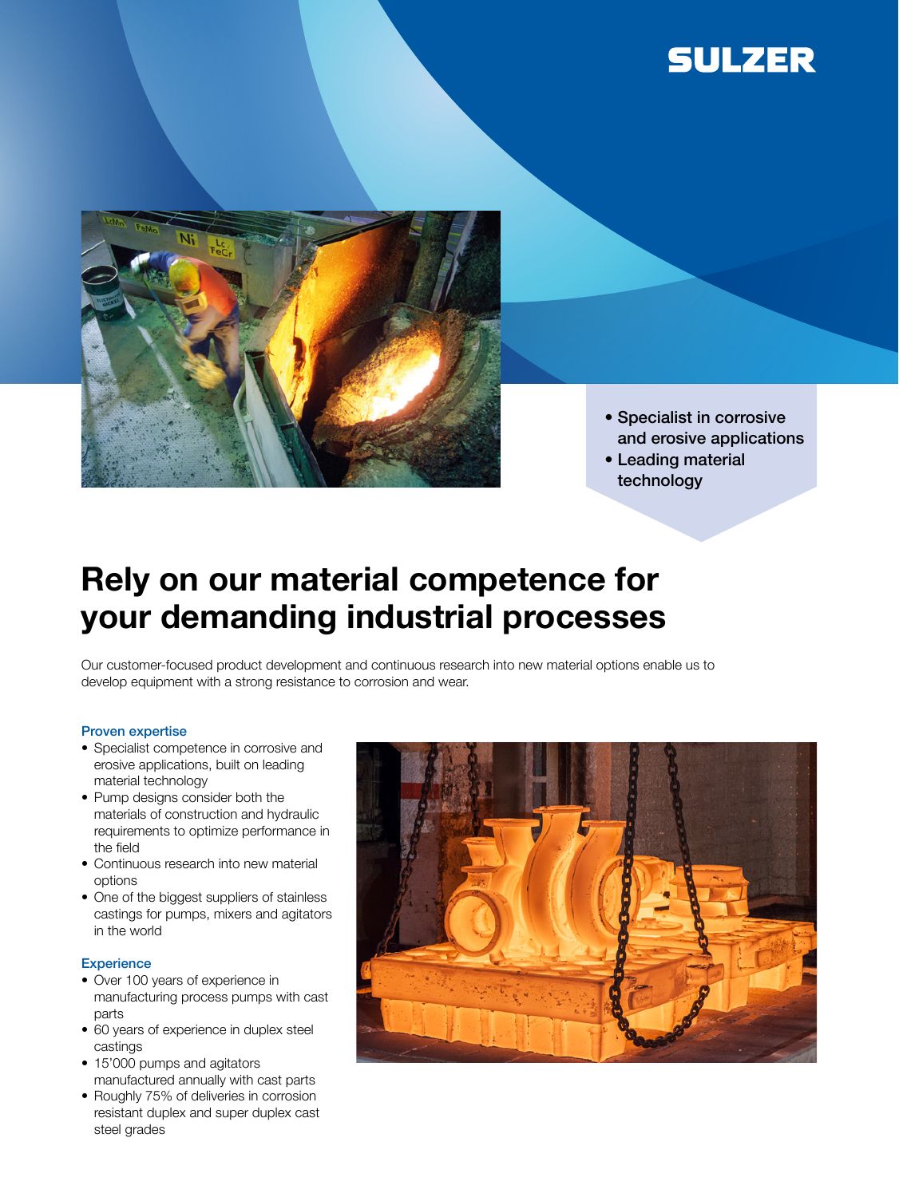SULZER

- Specialist in corrosive and erosive applications
- Leading material technology

# Rely on our material competence for your demanding industrial processes

Our customer-focused product development and continuous research into new material options enable us to develop equipment with a strong resistance to corrosion and wear.

### Proven expertise

- Specialist competence in corrosive and erosive applications, built on leading material technology
- Pump designs consider both the materials of construction and hydraulic requirements to optimize performance in the field
- Continuous research into new material options
- One of the biggest suppliers of stainless castings for pumps, mixers and agitators in the world

### Experience

- Over 100 years of experience in manufacturing process pumps with cast parts
- 60 years of experience in duplex steel castings
- 15’000 pumps and agitators manufactured annually with cast parts
- Roughly 75% of deliveries in corrosion resistant duplex and super duplex cast steel grades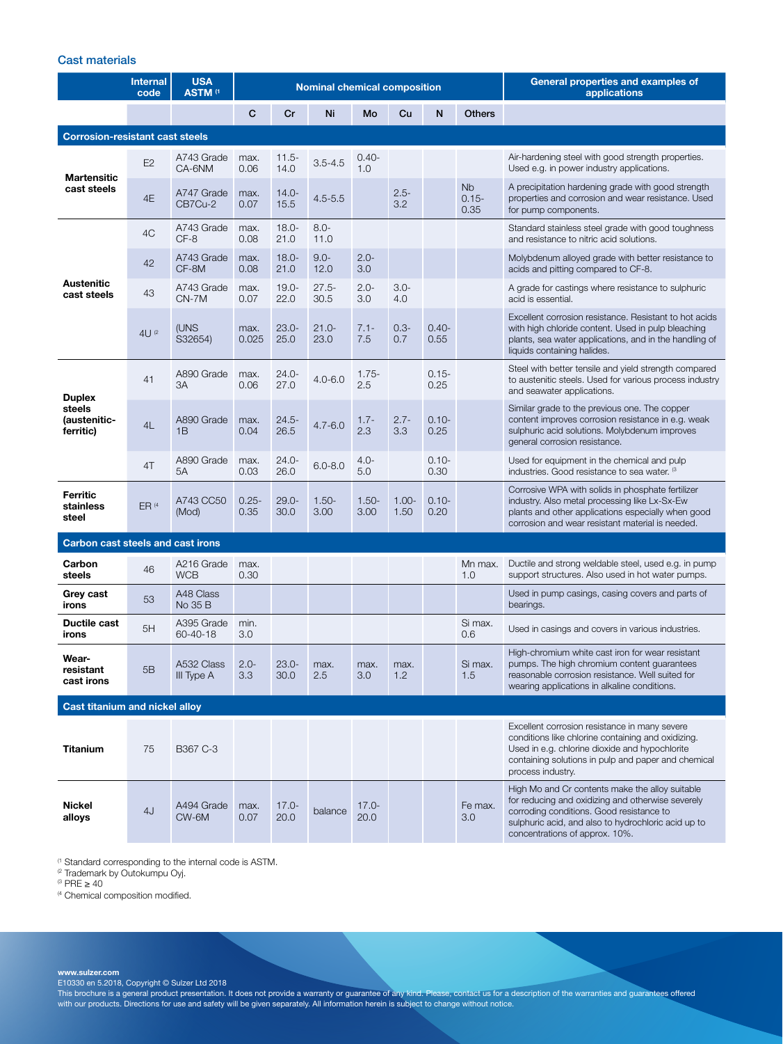## Cast materials

| | Internal code | USA ASTM [1] | Nominal chemical composition | | | | | | | General properties and examples of applications |
|---|---|---|---|---|---|---|---|---|---|---|
| | | | C | Cr | Ni | Mo | Cu | N | Others | |
| **Corrosion-resistant cast steels** | | | | | | | | | | |
| **Martensitic cast steels** | E2 | A743 Grade CA-6NM | max. 0.06 | 11.5-14.0 | 3.5-4.5 | 0.40-1.0 | | | | Air-hardening steel with good strength properties. Used e.g. in power industry applications. |
| | 4E | A747 Grade CB7Cu-2 | max. 0.07 | 14.0-15.5 | 4.5-5.5 | | 2.5-3.2 | | Nb 0.15-0.35 | A precipitation hardening grade with good strength properties and corrosion and wear resistance. Used for pump components. |
| **Austenitic cast steels** | 4C | A743 Grade CF-8 | max. 0.08 | 18.0-21.0 | 8.0-11.0 | | | | | Standard stainless steel grade with good toughness and resistance to nitric acid solutions. |
| | 42 | A743 Grade CF-8M | max. 0.08 | 18.0-21.0 | 9.0-12.0 | 2.0-3.0 | | | | Molybdenum alloyed grade with better resistance to acids and pitting compared to CF-8. |
| | 43 | A743 Grade CN-7M | max. 0.07 | 19.0-22.0 | 27.5-30.5 | 2.0-3.0 | 3.0-4.0 | | | A grade for castings where resistance to sulphuric acid is essential. |
| | 4U [2] | (UNS S32654) | max. 0.025 | 23.0-25.0 | 21.0-23.0 | 7.1-7.5 | 0.3-0.7 | 0.40-0.55 | | Excellent corrosion resistance. Resistant to hot acids with high chloride content. Used in pulp bleaching plants, sea water applications, and in the handling of liquids containing halides. |
| **Duplex steels (austenitic-ferritic)** | 41 | A890 Grade 3A | max. 0.06 | 24.0-27.0 | 4.0-6.0 | 1.75-2.5 | | 0.15-0.25 | | Steel with better tensile and yield strength compared to austenitic steels. Used for various process industry and seawater applications. |
| | 4L | A890 Grade 1B | max. 0.04 | 24.5-26.5 | 4.7-6.0 | 1.7-2.3 | 2.7-3.3 | 0.10-0.25 | | Similar grade to the previous one. The copper content improves corrosion resistance in e.g. weak sulphuric acid solutions. Molybdenum improves general corrosion resistance. |
| | 4T | A890 Grade 5A | max. 0.03 | 24.0-26.0 | 6.0-8.0 | 4.0-5.0 | | 0.10-0.30 | | Used for equipment in the chemical and pulp industries. Good resistance to sea water. [3] |
| **Ferritic stainless steel** | ER [4] | A743 CC50 (Mod) | 0.25-0.35 | 29.0-30.0 | 1.50-3.00 | 1.50-3.00 | 1.00-1.50 | 0.10-0.20 | | Corrosive WPA with solids in phosphate fertilizer industry. Also metal processing like Lx-Sx-Ew plants and other applications especially when good corrosion and wear resistant material is needed. |
| **Carbon cast steels and cast irons** | | | | | | | | | | |
| **Carbon steels** | 46 | A216 Grade WCB | max. 0.30 | | | | | | Mn max. 1.0 | Ductile and strong weldable steel, used e.g. in pump support structures. Also used in hot water pumps. |
| **Grey cast irons** | 53 | A48 Class No 35 B | | | | | | | | Used in pump casings, casing covers and parts of bearings. |
| **Ductile cast irons** | 5H | A395 Grade 60-40-18 | min. 3.0 | | | | | | Si max. 0.6 | Used in casings and covers in various industries. |
| **Wear-resistant cast irons** | 5B | A532 Class III Type A | 2.0-3.3 | 23.0-30.0 | max. 2.5 | max. 3.0 | max. 1.2 | | Si max. 1.5 | High-chromium white cast iron for wear resistant pumps. The high chromium content guarantees reasonable corrosion resistance. Well suited for wearing applications in alkaline conditions. |
| **Cast titanium and nickel alloy** | | | | | | | | | | |
| **Titanium** | 75 | B367 C-3 | | | | | | | | Excellent corrosion resistance in many severe conditions like chlorine containing and oxidizing. Used in e.g. chlorine dioxide and hypochlorite containing solutions in pulp and paper and chemical process industry. |
| **Nickel alloys** | 4J | A494 Grade CW-6M | max. 0.07 | 17.0-20.0 | balance | 17.0-20.0 | | | Fe max. 3.0 | High Mo and Cr contents make the alloy suitable for reducing and oxidizing and otherwise severely corroding conditions. Good resistance to sulphuric acid, and also to hydrochloric acid up to concentrations of approx. 10%. |

[1] Standard corresponding to the internal code is ASTM.
[2] Trademark by Outokumpu Oyj.
[3] PRE ≥ 40
[4] Chemical composition modified.

www.sulzer.com
E10330 en 5.2018, Copyright © Sulzer Ltd 2018
This brochure is a general product presentation. It does not provide a warranty or guarantee of any kind. Please, contact us for a description of the warranties and guarantees offered with our products. Directions for use and safety will be given separately. All information herein is subject to change without notice.